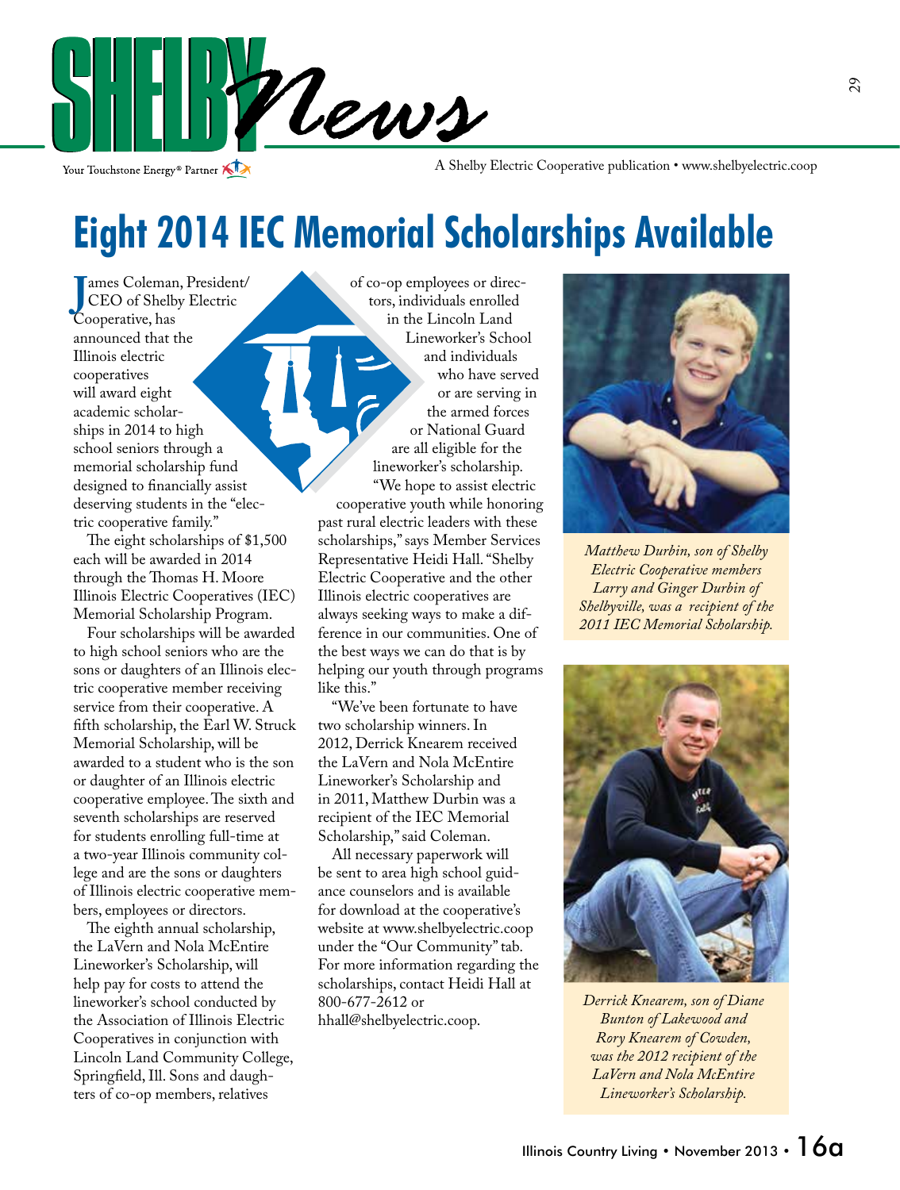# Eight 2014 IEC Memorial Scholarships Available

James Coleman, President/CEO of Shelby Electric Cooperative, has announced that the Illinois electric cooperatives will award eight academic scholarships in 2014 to high school seniors through a memorial scholarship fund designed to financially assist deserving students in the "electric cooperative family."

The eight scholarships of $1,500 each will be awarded in 2014 through the Thomas H. Moore Illinois Electric Cooperatives (IEC) Memorial Scholarship Program.

Four scholarships will be awarded to high school seniors who are the sons or daughters of an Illinois electric cooperative member receiving service from their cooperative. A fifth scholarship, the Earl W. Struck Memorial Scholarship, will be awarded to a student who is the son or daughter of an Illinois electric cooperative employee. The sixth and seventh scholarships are reserved for students enrolling full-time at a two-year Illinois community college and are the sons or daughters of Illinois electric cooperative members, employees or directors.

The eighth annual scholarship, the LaVern and Nola McEntire Lineworker's Scholarship, will help pay for costs to attend the lineworker's school conducted by the Association of Illinois Electric Cooperatives in conjunction with Lincoln Land Community College, Springfield, Ill. Sons and daughters of co-op members, relatives of co-op employees or directors, individuals enrolled in the Lincoln Land Lineworker's School and individuals who have served or are serving in the armed forces or National Guard are all eligible for the lineworker's scholarship.

"We hope to assist electric cooperative youth while honoring past rural electric leaders with these scholarships," says Member Services Representative Heidi Hall. "Shelby Electric Cooperative and the other Illinois electric cooperatives are always seeking ways to make a difference in our communities. One of the best ways we can do that is by helping our youth through programs like this."

"We've been fortunate to have two scholarship winners. In 2012, Derrick Knearem received the LaVern and Nola McEntire Lineworker's Scholarship and in 2011, Matthew Durbin was a recipient of the IEC Memorial Scholarship," said Coleman.

All necessary paperwork will be sent to area high school guidance counselors and is available for download at the cooperative's website at www.shelbyelectric.coop under the "Our Community" tab. For more information regarding the scholarships, contact Heidi Hall at 800-677-2612 or hhall@shelbyelectric.coop.

*Matthew Durbin, son of Shelby Electric Cooperative members Larry and Ginger Durbin of Shelbyville, was a recipient of the 2011 IEC Memorial Scholarship.*

*Derrick Knearem, son of Diane Bunton of Lakewood and Rory Knearem of Cowden, was the 2012 recipient of the LaVern and Nola McEntire Lineworker's Scholarship.*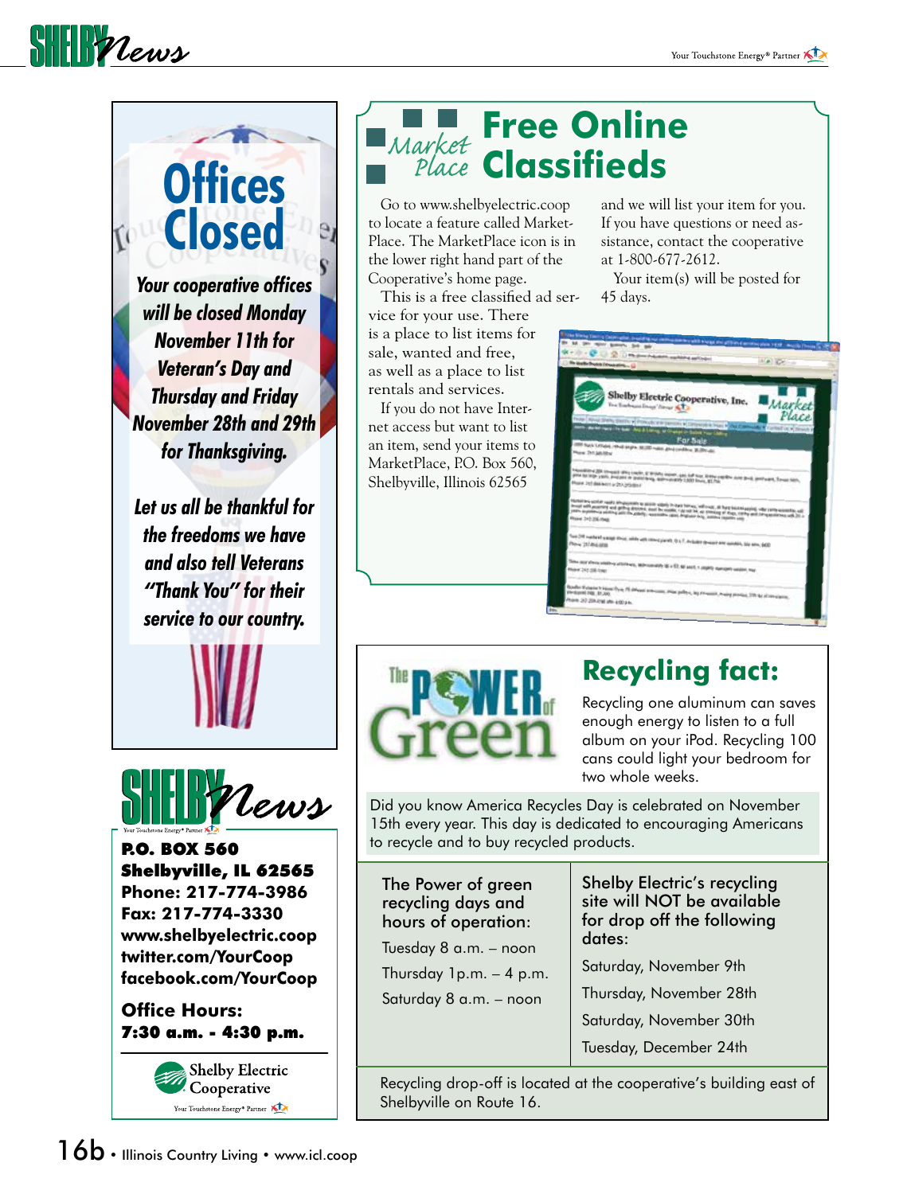## Offices Closed

*Your cooperative offices will be closed Monday November 11th for Veteran's Day and Thursday and Friday November 28th and 29th for Thanksgiving.*

*Let us all be thankful for the freedoms we have and also tell Veterans "Thank You" for their service to our country.*

**SHELBY News**

**P.O. BOX 560**
**Shelbyville, IL 62565**
**Phone: 217-774-3986**
**Fax: 217-774-3330**
**www.shelbyelectric.coop**
**twitter.com/YourCoop**
**facebook.com/YourCoop**

**Office Hours:**
**7:30 a.m. - 4:30 p.m.**

Shelby Electric Cooperative
Your Touchstone Energy® Partner

## Market Place Free Online Classifieds

Go to www.shelbyelectric.coop to locate a feature called MarketPlace. The MarketPlace icon is in the lower right hand part of the Cooperative's home page.

This is a free classified ad service for your use. There is a place to list items for sale, wanted and free, as well as a place to list rentals and services.

If you do not have Internet access but want to list an item, send your items to MarketPlace, P.O. Box 560, Shelbyville, Illinois 62565 and we will list your item for you. If you have questions or need assistance, contact the cooperative at 1-800-677-2612.

Your item(s) will be posted for 45 days.

## The Power of Green

## Recycling fact:

Recycling one aluminum can saves enough energy to listen to a full album on your iPod. Recycling 100 cans could light your bedroom for two whole weeks.

Did you know America Recycles Day is celebrated on November 15th every year. This day is dedicated to encouraging Americans to recycle and to buy recycled products.

The Power of green recycling days and hours of operation:

- Tuesday 8 a.m. – noon
- Thursday 1p.m. – 4 p.m.
- Saturday 8 a.m. – noon

Shelby Electric's recycling site will NOT be available for drop off the following dates:

- Saturday, November 9th
- Thursday, November 28th
- Saturday, November 30th
- Tuesday, December 24th

Recycling drop-off is located at the cooperative's building east of Shelbyville on Route 16.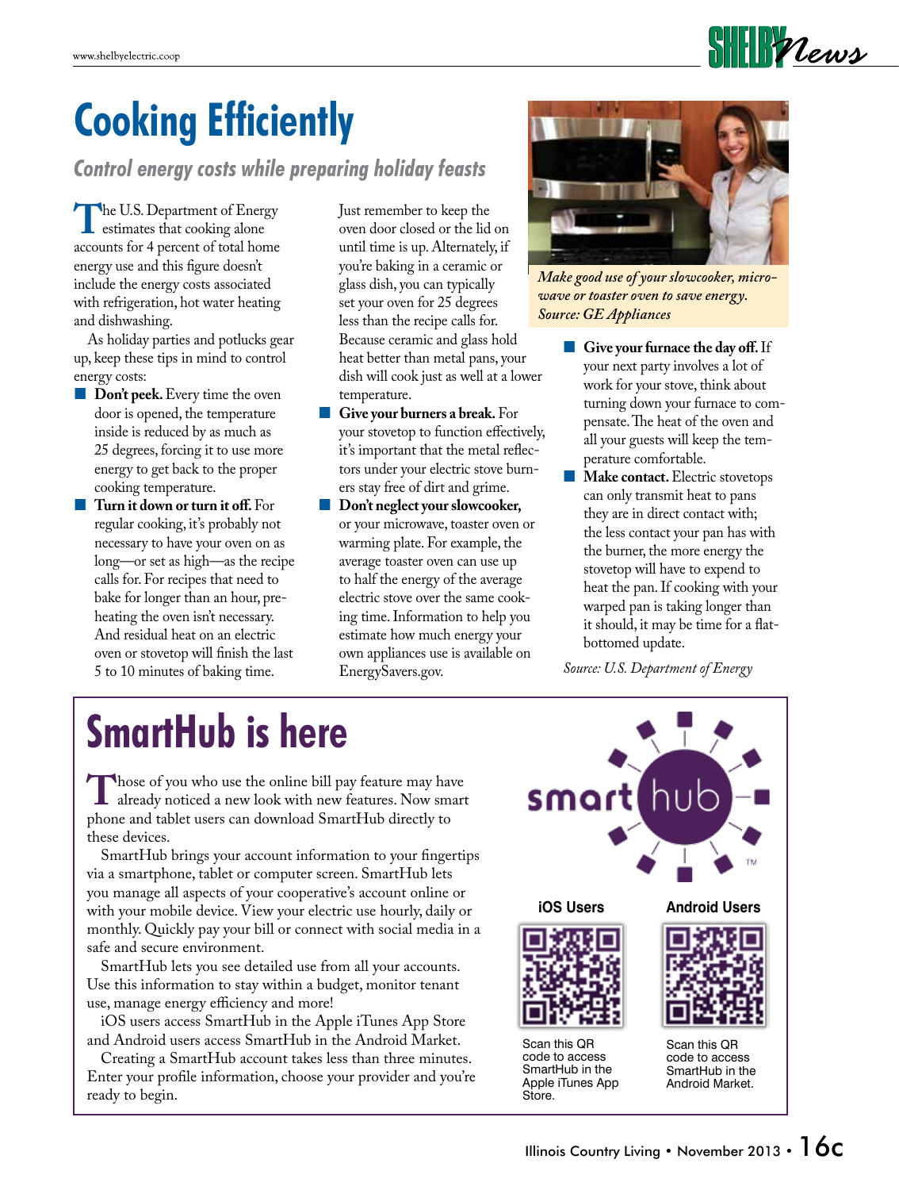# Cooking Efficiently

## *Control energy costs while preparing holiday feasts*

The U.S. Department of Energy estimates that cooking alone accounts for 4 percent of total home energy use and this figure doesn't include the energy costs associated with refrigeration, hot water heating and dishwashing.

As holiday parties and potlucks gear up, keep these tips in mind to control energy costs:

- **Don't peek.** Every time the oven door is opened, the temperature inside is reduced by as much as 25 degrees, forcing it to use more energy to get back to the proper cooking temperature.
- **Turn it down or turn it off.** For regular cooking, it's probably not necessary to have your oven on as long—or set as high—as the recipe calls for. For recipes that need to bake for longer than an hour, pre-heating the oven isn't necessary. And residual heat on an electric oven or stovetop will finish the last 5 to 10 minutes of baking time. Just remember to keep the oven door closed or the lid on until time is up. Alternately, if you're baking in a ceramic or glass dish, you can typically set your oven for 25 degrees less than the recipe calls for. Because ceramic and glass hold heat better than metal pans, your dish will cook just as well at a lower temperature.
- **Give your burners a break.** For your stovetop to function effectively, it's important that the metal reflectors under your electric stove burners stay free of dirt and grime.
- **Don't neglect your slowcooker,** or your microwave, toaster oven or warming plate. For example, the average toaster oven can use up to half the energy of the average electric stove over the same cooking time. Information to help you estimate how much energy your own appliances use is available on EnergySavers.gov.

*Make good use of your slowcooker, microwave or toaster oven to save energy. Source: GE Appliances*

- **Give your furnace the day off.** If your next party involves a lot of work for your stove, think about turning down your furnace to compensate. The heat of the oven and all your guests will keep the temperature comfortable.
- **Make contact.** Electric stovetops can only transmit heat to pans they are in direct contact with; the less contact your pan has with the burner, the more energy the stovetop will have to expend to heat the pan. If cooking with your warped pan is taking longer than it should, it may be time for a flat-bottomed update.

*Source: U.S. Department of Energy*

# SmartHub is here

Those of you who use the online bill pay feature may have already noticed a new look with new features. Now smart phone and tablet users can download SmartHub directly to these devices.

SmartHub brings your account information to your fingertips via a smartphone, tablet or computer screen. SmartHub lets you manage all aspects of your cooperative's account online or with your mobile device. View your electric use hourly, daily or monthly. Quickly pay your bill or connect with social media in a safe and secure environment.

SmartHub lets you see detailed use from all your accounts. Use this information to stay within a budget, monitor tenant use, manage energy efficiency and more!

iOS users access SmartHub in the Apple iTunes App Store and Android users access SmartHub in the Android Market.

Creating a SmartHub account takes less than three minutes. Enter your profile information, choose your provider and you're ready to begin.

smart hub™

**iOS Users**

Scan this QR code to access SmartHub in the Apple iTunes App Store.

**Android Users**

Scan this QR code to access SmartHub in the Android Market.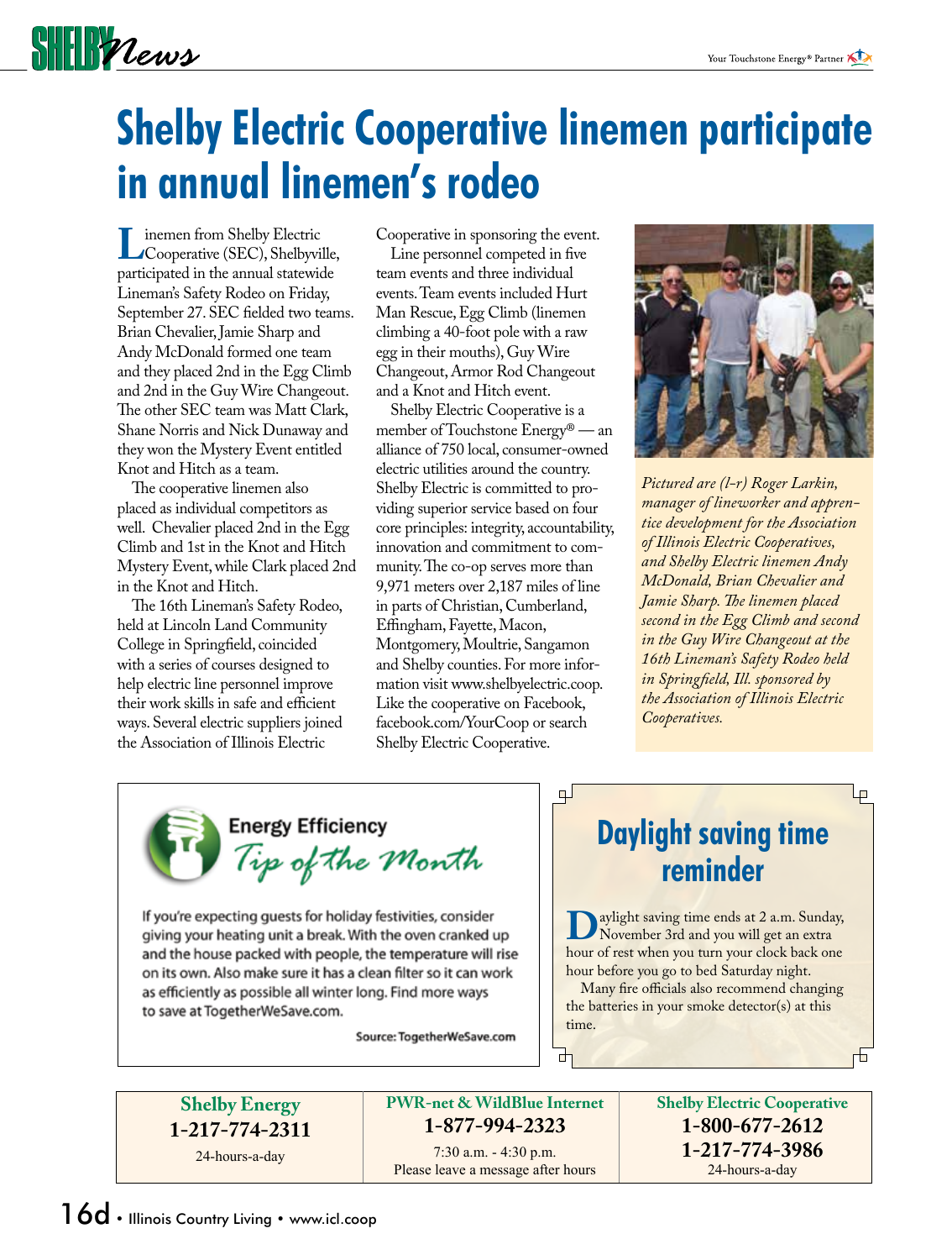# Shelby Electric Cooperative linemen participate in annual linemen's rodeo

Linemen from Shelby Electric Cooperative (SEC), Shelbyville, participated in the annual statewide Lineman's Safety Rodeo on Friday, September 27. SEC fielded two teams. Brian Chevalier, Jamie Sharp and Andy McDonald formed one team and they placed 2nd in the Egg Climb and 2nd in the Guy Wire Changeout. The other SEC team was Matt Clark, Shane Norris and Nick Dunaway and they won the Mystery Event entitled Knot and Hitch as a team.

The cooperative linemen also placed as individual competitors as well. Chevalier placed 2nd in the Egg Climb and 1st in the Mystery Event, while Clark placed 2nd in the Knot and Hitch.

The 16th Lineman's Safety Rodeo, held at Lincoln Land Community College in Springfield, coincided with a series of courses designed to help electric line personnel improve their work skills in safe and efficient ways. Several electric suppliers joined the Association of Illinois Electric Cooperative in sponsoring the event.

Line personnel competed in five team events and three individual events. Team events included Hurt Man Rescue, Egg Climb (linemen climbing a 40-foot pole with a raw egg in their mouths), Guy Wire Changeout, Armor Rod Changeout and a Knot and Hitch event.

Shelby Electric Cooperative is a member of Touchstone Energy® — an alliance of 750 local, consumer-owned electric utilities around the country. Shelby Electric is committed to providing superior service based on four core principles: integrity, accountability, innovation and commitment to community. The co-op serves more than 9,971 meters over 2,187 miles of line in parts of Christian, Cumberland, Effingham, Fayette, Macon, Montgomery, Moultrie, Sangamon and Shelby counties. For more information visit www.shelbyelectric.coop. Like the cooperative on Facebook, facebook.com/YourCoop or search Shelby Electric Cooperative.

*Pictured are (l-r) Roger Larkin, manager of lineworker and apprentice development for the Association of Illinois Electric Cooperatives, and Shelby Electric linemen Andy McDonald, Brian Chevalier and Jamie Sharp. The linemen placed second in the Egg Climb and second in the Guy Wire Changeout at the 16th Lineman's Safety Rodeo held in Springfield, Ill. sponsored by the Association of Illinois Electric Cooperatives.*

## Energy Efficiency *Tip of the Month*

If you're expecting guests for holiday festivities, consider giving your heating unit a break. With the oven cranked up and the house packed with people, the temperature will rise on its own. Also make sure it has a clean filter so it can work as efficiently as possible all winter long. Find more ways to save at TogetherWeSave.com.

Source: TogetherWeSave.com

## Daylight saving time reminder

Daylight saving time ends at 2 a.m. Sunday, November 3rd and you will get an extra hour of rest when you turn your clock back one hour before you go to bed Saturday night.

Many fire officials also recommend changing the batteries in your smoke detector(s) at this time.

| Shelby Energy | PWR-net & WildBlue Internet | Shelby Electric Cooperative |
| --- | --- | --- |
| 1-217-774-2311 | 1-877-994-2323 | 1-800-677-2612 |
| 24-hours-a-day | 7:30 a.m. - 4:30 p.m. Please leave a message after hours | 1-217-774-3986 24-hours-a-day |